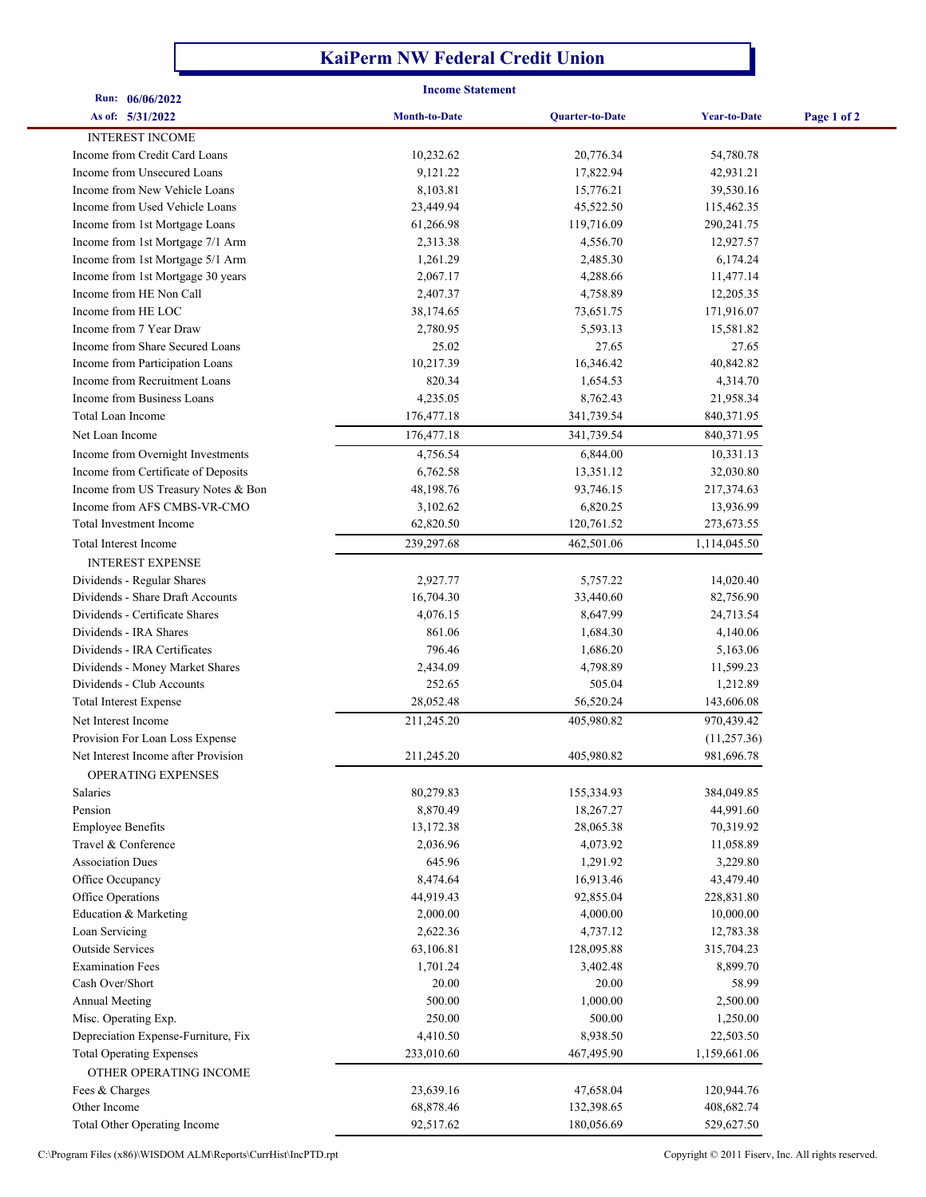# KaiPerm NW Federal Credit Union

## Income Statement

**Run:** 06/06/2022
**As of:** 5/31/2022

| | Month-to-Date | Quarter-to-Date | Year-to-Date |
|---|---|---|---|
| INTEREST INCOME | | | |
| Income from Credit Card Loans | 10,232.62 | 20,776.34 | 54,780.78 |
| Income from Unsecured Loans | 9,121.22 | 17,822.94 | 42,931.21 |
| Income from New Vehicle Loans | 8,103.81 | 15,776.21 | 39,530.16 |
| Income from Used Vehicle Loans | 23,449.94 | 45,522.50 | 115,462.35 |
| Income from 1st Mortgage Loans | 61,266.98 | 119,716.09 | 290,241.75 |
| Income from 1st Mortgage 7/1 Arm | 2,313.38 | 4,556.70 | 12,927.57 |
| Income from 1st Mortgage 5/1 Arm | 1,261.29 | 2,485.30 | 6,174.24 |
| Income from 1st Mortgage 30 years | 2,067.17 | 4,288.66 | 11,477.14 |
| Income from HE Non Call | 2,407.37 | 4,758.89 | 12,205.35 |
| Income from HE LOC | 38,174.65 | 73,651.75 | 171,916.07 |
| Income from 7 Year Draw | 2,780.95 | 5,593.13 | 15,581.82 |
| Income from Share Secured Loans | 25.02 | 27.65 | 27.65 |
| Income from Participation Loans | 10,217.39 | 16,346.42 | 40,842.82 |
| Income from Recruitment Loans | 820.34 | 1,654.53 | 4,314.70 |
| Income from Business Loans | 4,235.05 | 8,762.43 | 21,958.34 |
| Total Loan Income | 176,477.18 | 341,739.54 | 840,371.95 |
| Net Loan Income | 176,477.18 | 341,739.54 | 840,371.95 |
| Income from Overnight Investments | 4,756.54 | 6,844.00 | 10,331.13 |
| Income from Certificate of Deposits | 6,762.58 | 13,351.12 | 32,030.80 |
| Income from US Treasury Notes & Bon | 48,198.76 | 93,746.15 | 217,374.63 |
| Income from AFS CMBS-VR-CMO | 3,102.62 | 6,820.25 | 13,936.99 |
| Total Investment Income | 62,820.50 | 120,761.52 | 273,673.55 |
| Total Interest Income | 239,297.68 | 462,501.06 | 1,114,045.50 |
| INTEREST EXPENSE | | | |
| Dividends - Regular Shares | 2,927.77 | 5,757.22 | 14,020.40 |
| Dividends - Share Draft Accounts | 16,704.30 | 33,440.60 | 82,756.90 |
| Dividends - Certificate Shares | 4,076.15 | 8,647.99 | 24,713.54 |
| Dividends - IRA Shares | 861.06 | 1,684.30 | 4,140.06 |
| Dividends - IRA Certificates | 796.46 | 1,686.20 | 5,163.06 |
| Dividends - Money Market Shares | 2,434.09 | 4,798.89 | 11,599.23 |
| Dividends - Club Accounts | 252.65 | 505.04 | 1,212.89 |
| Total Interest Expense | 28,052.48 | 56,520.24 | 143,606.08 |
| Net Interest Income | 211,245.20 | 405,980.82 | 970,439.42 |
| Provision For Loan Loss Expense | | | (11,257.36) |
| Net Interest Income after Provision | 211,245.20 | 405,980.82 | 981,696.78 |
| OPERATING EXPENSES | | | |
| Salaries | 80,279.83 | 155,334.93 | 384,049.85 |
| Pension | 8,870.49 | 18,267.27 | 44,991.60 |
| Employee Benefits | 13,172.38 | 28,065.38 | 70,319.92 |
| Travel & Conference | 2,036.96 | 4,073.92 | 11,058.89 |
| Association Dues | 645.96 | 1,291.92 | 3,229.80 |
| Office Occupancy | 8,474.64 | 16,913.46 | 43,479.40 |
| Office Operations | 44,919.43 | 92,855.04 | 228,831.80 |
| Education & Marketing | 2,000.00 | 4,000.00 | 10,000.00 |
| Loan Servicing | 2,622.36 | 4,737.12 | 12,783.38 |
| Outside Services | 63,106.81 | 128,095.88 | 315,704.23 |
| Examination Fees | 1,701.24 | 3,402.48 | 8,899.70 |
| Cash Over/Short | 20.00 | 20.00 | 58.99 |
| Annual Meeting | 500.00 | 1,000.00 | 2,500.00 |
| Misc. Operating Exp. | 250.00 | 500.00 | 1,250.00 |
| Depreciation Expense-Furniture, Fix | 4,410.50 | 8,938.50 | 22,503.50 |
| Total Operating Expenses | 233,010.60 | 467,495.90 | 1,159,661.06 |
| OTHER OPERATING INCOME | | | |
| Fees & Charges | 23,639.16 | 47,658.04 | 120,944.76 |
| Other Income | 68,878.46 | 132,398.65 | 408,682.74 |
| Total Other Operating Income | 92,517.62 | 180,056.69 | 529,627.50 |

C:\Program Files (x86)\WISDOM ALM\Reports\CurrHist\IncPTD.rpt

Copyright © 2011 Fiserv, Inc. All rights reserved.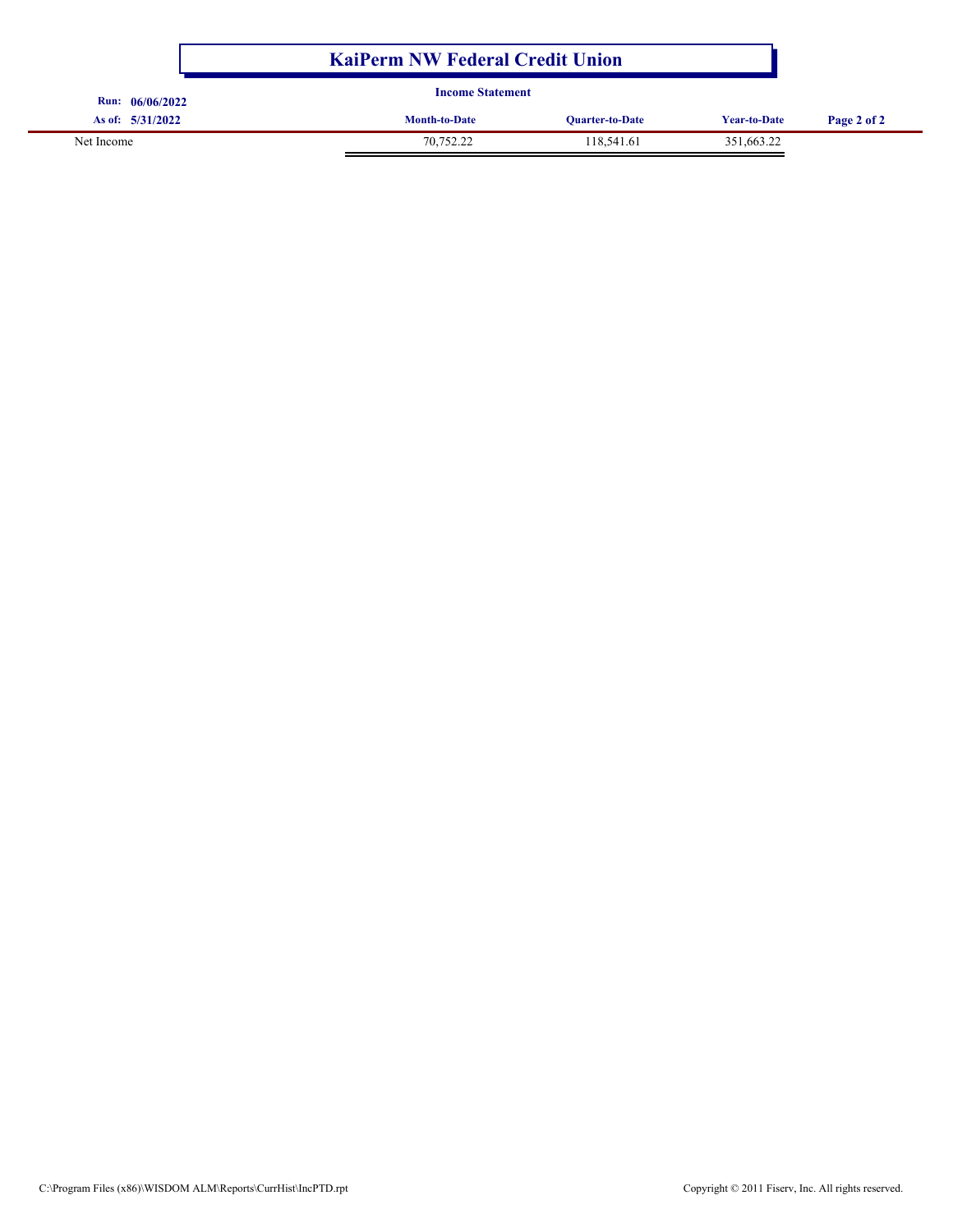# KaiPerm NW Federal Credit Union

**Income Statement**

**Run: 06/06/2022**
**As of: 5/31/2022**

| | Month-to-Date | Quarter-to-Date | Year-to-Date |
|---|---|---|---|
| Net Income | 70,752.22 | 118,541.61 | 351,663.22 |

C:\Program Files (x86)\WISDOM ALM\Reports\CurrHist\IncPTD.rpt

Copyright © 2011 Fiserv, Inc. All rights reserved.